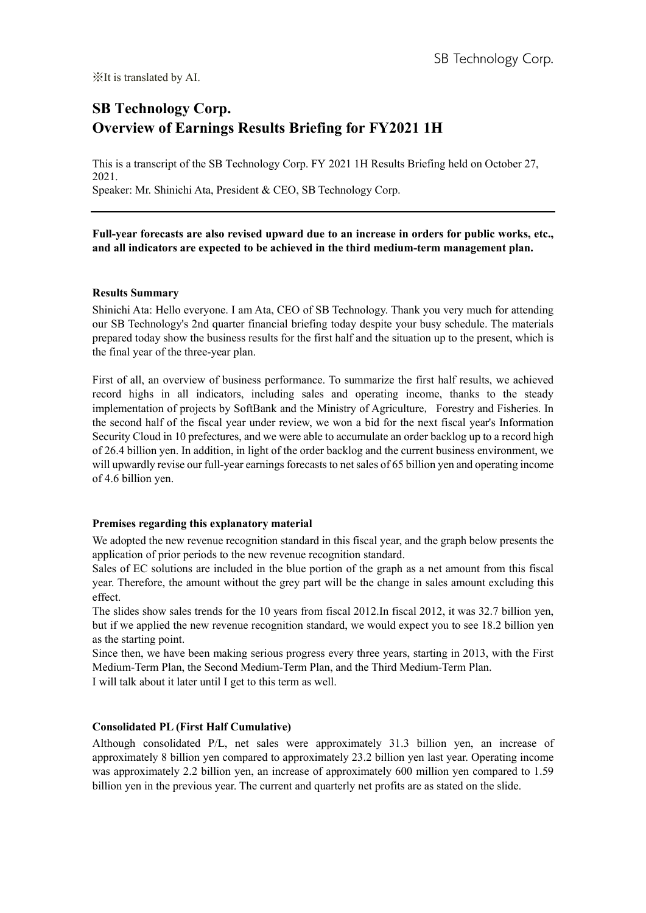※It is translated by AI.

# SB Technology Corp.
# Overview of Earnings Results Briefing for FY2021 1H

This is a transcript of the SB Technology Corp. FY 2021 1H Results Briefing held on October 27, 2021.
Speaker: Mr. Shinichi Ata, President & CEO, SB Technology Corp.

---

**Full-year forecasts are also revised upward due to an increase in orders for public works, etc., and all indicators are expected to be achieved in the third medium-term management plan.**

### Results Summary

Shinichi Ata: Hello everyone. I am Ata, CEO of SB Technology. Thank you very much for attending our SB Technology's 2nd quarter financial briefing today despite your busy schedule. The materials prepared today show the business results for the first half and the situation up to the present, which is the final year of the three-year plan.

First of all, an overview of business performance. To summarize the first half results, we achieved record highs in all indicators, including sales and operating income, thanks to the steady implementation of projects by SoftBank and the Ministry of Agriculture, Forestry and Fisheries. In the second half of the fiscal year under review, we won a bid for the next fiscal year's Information Security Cloud in 10 prefectures, and we were able to accumulate an order backlog up to a record high of 26.4 billion yen. In addition, in light of the order backlog and the current business environment, we will upwardly revise our full-year earnings forecasts to net sales of 65 billion yen and operating income of 4.6 billion yen.

### Premises regarding this explanatory material

We adopted the new revenue recognition standard in this fiscal year, and the graph below presents the application of prior periods to the new revenue recognition standard.
Sales of EC solutions are included in the blue portion of the graph as a net amount from this fiscal year. Therefore, the amount without the grey part will be the change in sales amount excluding this effect.
The slides show sales trends for the 10 years from fiscal 2012.In fiscal 2012, it was 32.7 billion yen, but if we applied the new revenue recognition standard, we would expect you to see 18.2 billion yen as the starting point.
Since then, we have been making serious progress every three years, starting in 2013, with the First Medium-Term Plan, the Second Medium-Term Plan, and the Third Medium-Term Plan.
I will talk about it later until I get to this term as well.

### Consolidated PL (First Half Cumulative)

Although consolidated P/L, net sales were approximately 31.3 billion yen, an increase of approximately 8 billion yen compared to approximately 23.2 billion yen last year. Operating income was approximately 2.2 billion yen, an increase of approximately 600 million yen compared to 1.59 billion yen in the previous year. The current and quarterly net profits are as stated on the slide.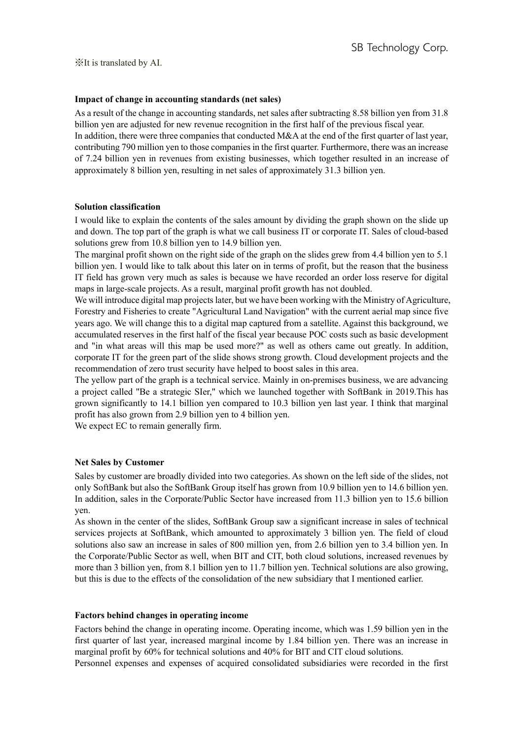※It is translated by AI.

**Impact of change in accounting standards (net sales)**

As a result of the change in accounting standards, net sales after subtracting 8.58 billion yen from 31.8 billion yen are adjusted for new revenue recognition in the first half of the previous fiscal year.
In addition, there were three companies that conducted M&A at the end of the first quarter of last year, contributing 790 million yen to those companies in the first quarter. Furthermore, there was an increase of 7.24 billion yen in revenues from existing businesses, which together resulted in an increase of approximately 8 billion yen, resulting in net sales of approximately 31.3 billion yen.

**Solution classification**

I would like to explain the contents of the sales amount by dividing the graph shown on the slide up and down. The top part of the graph is what we call business IT or corporate IT. Sales of cloud-based solutions grew from 10.8 billion yen to 14.9 billion yen.
The marginal profit shown on the right side of the graph on the slides grew from 4.4 billion yen to 5.1 billion yen. I would like to talk about this later on in terms of profit, but the reason that the business IT field has grown very much as sales is because we have recorded an order loss reserve for digital maps in large-scale projects. As a result, marginal profit growth has not doubled.
We will introduce digital map projects later, but we have been working with the Ministry of Agriculture, Forestry and Fisheries to create "Agricultural Land Navigation" with the current aerial map since five years ago. We will change this to a digital map captured from a satellite. Against this background, we accumulated reserves in the first half of the fiscal year because POC costs such as basic development and "in what areas will this map be used more?" as well as others came out greatly. In addition, corporate IT for the green part of the slide shows strong growth. Cloud development projects and the recommendation of zero trust security have helped to boost sales in this area.
The yellow part of the graph is a technical service. Mainly in on-premises business, we are advancing a project called "Be a strategic SIer," which we launched together with SoftBank in 2019.This has grown significantly to 14.1 billion yen compared to 10.3 billion yen last year. I think that marginal profit has also grown from 2.9 billion yen to 4 billion yen.
We expect EC to remain generally firm.

**Net Sales by Customer**

Sales by customer are broadly divided into two categories. As shown on the left side of the slides, not only SoftBank but also the SoftBank Group itself has grown from 10.9 billion yen to 14.6 billion yen. In addition, sales in the Corporate/Public Sector have increased from 11.3 billion yen to 15.6 billion yen.
As shown in the center of the slides, SoftBank Group saw a significant increase in sales of technical services projects at SoftBank, which amounted to approximately 3 billion yen. The field of cloud solutions also saw an increase in sales of 800 million yen, from 2.6 billion yen to 3.4 billion yen. In the Corporate/Public Sector as well, when BIT and CIT, both cloud solutions, increased revenues by more than 3 billion yen, from 8.1 billion yen to 11.7 billion yen. Technical solutions are also growing, but this is due to the effects of the consolidation of the new subsidiary that I mentioned earlier.

**Factors behind changes in operating income**

Factors behind the change in operating income. Operating income, which was 1.59 billion yen in the first quarter of last year, increased marginal income by 1.84 billion yen. There was an increase in marginal profit by 60% for technical solutions and 40% for BIT and CIT cloud solutions.
Personnel expenses and expenses of acquired consolidated subsidiaries were recorded in the first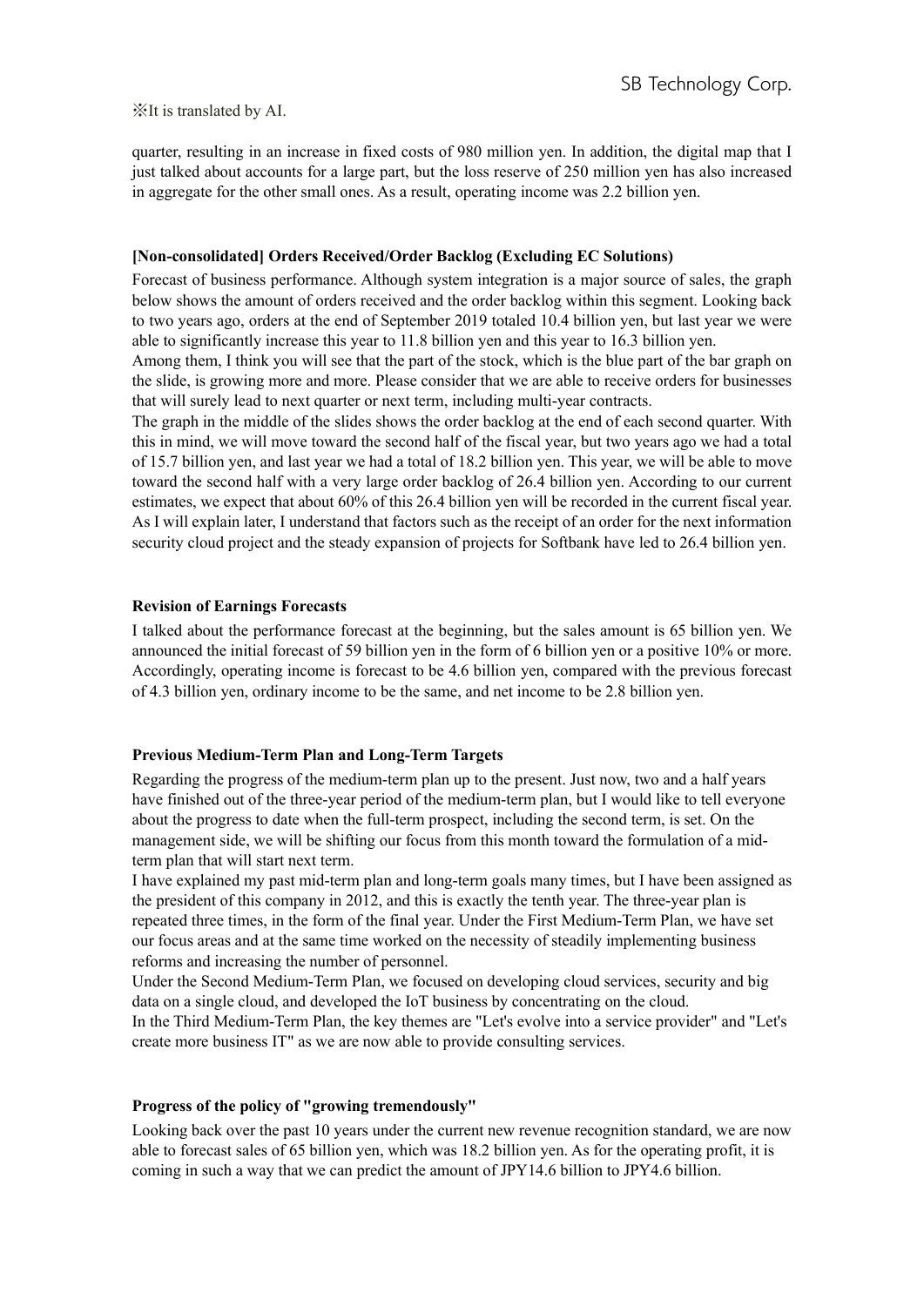※It is translated by AI.

quarter, resulting in an increase in fixed costs of 980 million yen. In addition, the digital map that I just talked about accounts for a large part, but the loss reserve of 250 million yen has also increased in aggregate for the other small ones. As a result, operating income was 2.2 billion yen.

**[Non-consolidated] Orders Received/Order Backlog (Excluding EC Solutions)**

Forecast of business performance. Although system integration is a major source of sales, the graph below shows the amount of orders received and the order backlog within this segment. Looking back to two years ago, orders at the end of September 2019 totaled 10.4 billion yen, but last year we were able to significantly increase this year to 11.8 billion yen and this year to 16.3 billion yen.
Among them, I think you will see that the part of the stock, which is the blue part of the bar graph on the slide, is growing more and more. Please consider that we are able to receive orders for businesses that will surely lead to next quarter or next term, including multi-year contracts.
The graph in the middle of the slides shows the order backlog at the end of each second quarter. With this in mind, we will move toward the second half of the fiscal year, but two years ago we had a total of 15.7 billion yen, and last year we had a total of 18.2 billion yen. This year, we will be able to move toward the second half with a very large order backlog of 26.4 billion yen. According to our current estimates, we expect that about 60% of this 26.4 billion yen will be recorded in the current fiscal year. As I will explain later, I understand that factors such as the receipt of an order for the next information security cloud project and the steady expansion of projects for Softbank have led to 26.4 billion yen.

**Revision of Earnings Forecasts**

I talked about the performance forecast at the beginning, but the sales amount is 65 billion yen. We announced the initial forecast of 59 billion yen in the form of 6 billion yen or a positive 10% or more. Accordingly, operating income is forecast to be 4.6 billion yen, compared with the previous forecast of 4.3 billion yen, ordinary income to be the same, and net income to be 2.8 billion yen.

**Previous Medium-Term Plan and Long-Term Targets**

Regarding the progress of the medium-term plan up to the present. Just now, two and a half years have finished out of the three-year period of the medium-term plan, but I would like to tell everyone about the progress to date when the full-term prospect, including the second term, is set. On the management side, we will be shifting our focus from this month toward the formulation of a mid-term plan that will start next term.
I have explained my past mid-term plan and long-term goals many times, but I have been assigned as the president of this company in 2012, and this is exactly the tenth year. The three-year plan is repeated three times, in the form of the final year. Under the First Medium-Term Plan, we have set our focus areas and at the same time worked on the necessity of steadily implementing business reforms and increasing the number of personnel.
Under the Second Medium-Term Plan, we focused on developing cloud services, security and big data on a single cloud, and developed the IoT business by concentrating on the cloud.
In the Third Medium-Term Plan, the key themes are "Let's evolve into a service provider" and "Let's create more business IT" as we are now able to provide consulting services.

**Progress of the policy of "growing tremendously"**

Looking back over the past 10 years under the current new revenue recognition standard, we are now able to forecast sales of 65 billion yen, which was 18.2 billion yen. As for the operating profit, it is coming in such a way that we can predict the amount of JPY14.6 billion to JPY4.6 billion.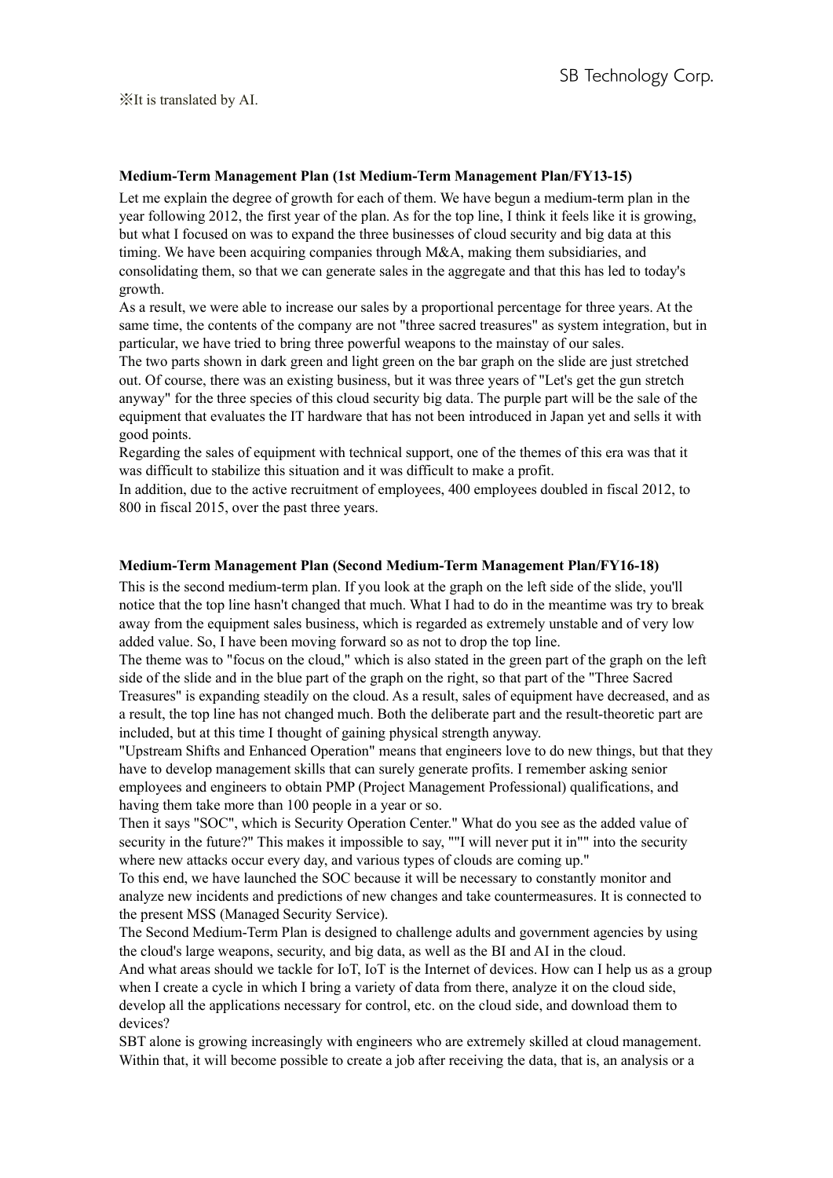※It is translated by AI.

**Medium-Term Management Plan (1st Medium-Term Management Plan/FY13-15)**

Let me explain the degree of growth for each of them. We have begun a medium-term plan in the year following 2012, the first year of the plan. As for the top line, I think it feels like it is growing, but what I focused on was to expand the three businesses of cloud security and big data at this timing. We have been acquiring companies through M&A, making them subsidiaries, and consolidating them, so that we can generate sales in the aggregate and that this has led to today's growth.

As a result, we were able to increase our sales by a proportional percentage for three years. At the same time, the contents of the company are not "three sacred treasures" as system integration, but in particular, we have tried to bring three powerful weapons to the mainstay of our sales.

The two parts shown in dark green and light green on the bar graph on the slide are just stretched out. Of course, there was an existing business, but it was three years of "Let's get the gun stretch anyway" for the three species of this cloud security big data. The purple part will be the sale of the equipment that evaluates the IT hardware that has not been introduced in Japan yet and sells it with good points.

Regarding the sales of equipment with technical support, one of the themes of this era was that it was difficult to stabilize this situation and it was difficult to make a profit.

In addition, due to the active recruitment of employees, 400 employees doubled in fiscal 2012, to 800 in fiscal 2015, over the past three years.

**Medium-Term Management Plan (Second Medium-Term Management Plan/FY16-18)**

This is the second medium-term plan. If you look at the graph on the left side of the slide, you'll notice that the top line hasn't changed that much. What I had to do in the meantime was try to break away from the equipment sales business, which is regarded as extremely unstable and of very low added value. So, I have been moving forward so as not to drop the top line.

The theme was to "focus on the cloud," which is also stated in the green part of the graph on the left side of the slide and in the blue part of the graph on the right, so that part of the "Three Sacred Treasures" is expanding steadily on the cloud. As a result, sales of equipment have decreased, and as a result, the top line has not changed much. Both the deliberate part and the result-theoretic part are included, but at this time I thought of gaining physical strength anyway.

"Upstream Shifts and Enhanced Operation" means that engineers love to do new things, but that they have to develop management skills that can surely generate profits. I remember asking senior employees and engineers to obtain PMP (Project Management Professional) qualifications, and having them take more than 100 people in a year or so.

Then it says "SOC", which is Security Operation Center." What do you see as the added value of security in the future?" This makes it impossible to say, ""I will never put it in"" into the security where new attacks occur every day, and various types of clouds are coming up."

To this end, we have launched the SOC because it will be necessary to constantly monitor and analyze new incidents and predictions of new changes and take countermeasures. It is connected to the present MSS (Managed Security Service).

The Second Medium-Term Plan is designed to challenge adults and government agencies by using the cloud's large weapons, security, and big data, as well as the BI and AI in the cloud.

And what areas should we tackle for IoT, IoT is the Internet of devices. How can I help us as a group when I create a cycle in which I bring a variety of data from there, analyze it on the cloud side, develop all the applications necessary for control, etc. on the cloud side, and download them to devices?

SBT alone is growing increasingly with engineers who are extremely skilled at cloud management. Within that, it will become possible to create a job after receiving the data, that is, an analysis or a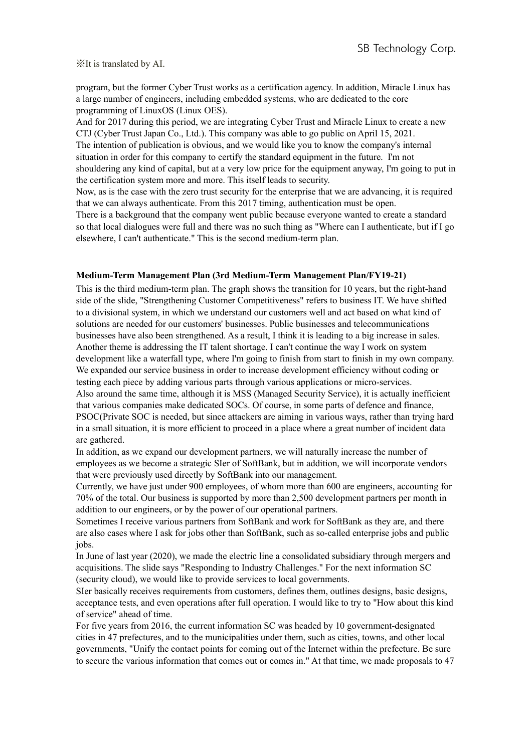※It is translated by AI.

program, but the former Cyber Trust works as a certification agency. In addition, Miracle Linux has a large number of engineers, including embedded systems, who are dedicated to the core programming of LinuxOS (Linux OES).

And for 2017 during this period, we are integrating Cyber Trust and Miracle Linux to create a new CTJ (Cyber Trust Japan Co., Ltd.). This company was able to go public on April 15, 2021.

The intention of publication is obvious, and we would like you to know the company's internal situation in order for this company to certify the standard equipment in the future. I'm not shouldering any kind of capital, but at a very low price for the equipment anyway, I'm going to put in the certification system more and more. This itself leads to security.

Now, as is the case with the zero trust security for the enterprise that we are advancing, it is required that we can always authenticate. From this 2017 timing, authentication must be open.

There is a background that the company went public because everyone wanted to create a standard so that local dialogues were full and there was no such thing as "Where can I authenticate, but if I go elsewhere, I can't authenticate." This is the second medium-term plan.

**Medium-Term Management Plan (3rd Medium-Term Management Plan/FY19-21)**

This is the third medium-term plan. The graph shows the transition for 10 years, but the right-hand side of the slide, "Strengthening Customer Competitiveness" refers to business IT. We have shifted to a divisional system, in which we understand our customers well and act based on what kind of solutions are needed for our customers' businesses. Public businesses and telecommunications businesses have also been strengthened. As a result, I think it is leading to a big increase in sales.

Another theme is addressing the IT talent shortage. I can't continue the way I work on system development like a waterfall type, where I'm going to finish from start to finish in my own company. We expanded our service business in order to increase development efficiency without coding or testing each piece by adding various parts through various applications or micro-services.

Also around the same time, although it is MSS (Managed Security Service), it is actually inefficient that various companies make dedicated SOCs. Of course, in some parts of defence and finance, PSOC(Private SOC is needed, but since attackers are aiming in various ways, rather than trying hard in a small situation, it is more efficient to proceed in a place where a great number of incident data are gathered.

In addition, as we expand our development partners, we will naturally increase the number of employees as we become a strategic SIer of SoftBank, but in addition, we will incorporate vendors that were previously used directly by SoftBank into our management.

Currently, we have just under 900 employees, of whom more than 600 are engineers, accounting for 70% of the total. Our business is supported by more than 2,500 development partners per month in addition to our engineers, or by the power of our operational partners.

Sometimes I receive various partners from SoftBank and work for SoftBank as they are, and there are also cases where I ask for jobs other than SoftBank, such as so-called enterprise jobs and public jobs.

In June of last year (2020), we made the electric line a consolidated subsidiary through mergers and acquisitions. The slide says "Responding to Industry Challenges." For the next information SC (security cloud), we would like to provide services to local governments.

SIer basically receives requirements from customers, defines them, outlines designs, basic designs, acceptance tests, and even operations after full operation. I would like to try to "How about this kind of service" ahead of time.

For five years from 2016, the current information SC was headed by 10 government-designated cities in 47 prefectures, and to the municipalities under them, such as cities, towns, and other local governments, "Unify the contact points for coming out of the Internet within the prefecture. Be sure to secure the various information that comes out or comes in." At that time, we made proposals to 47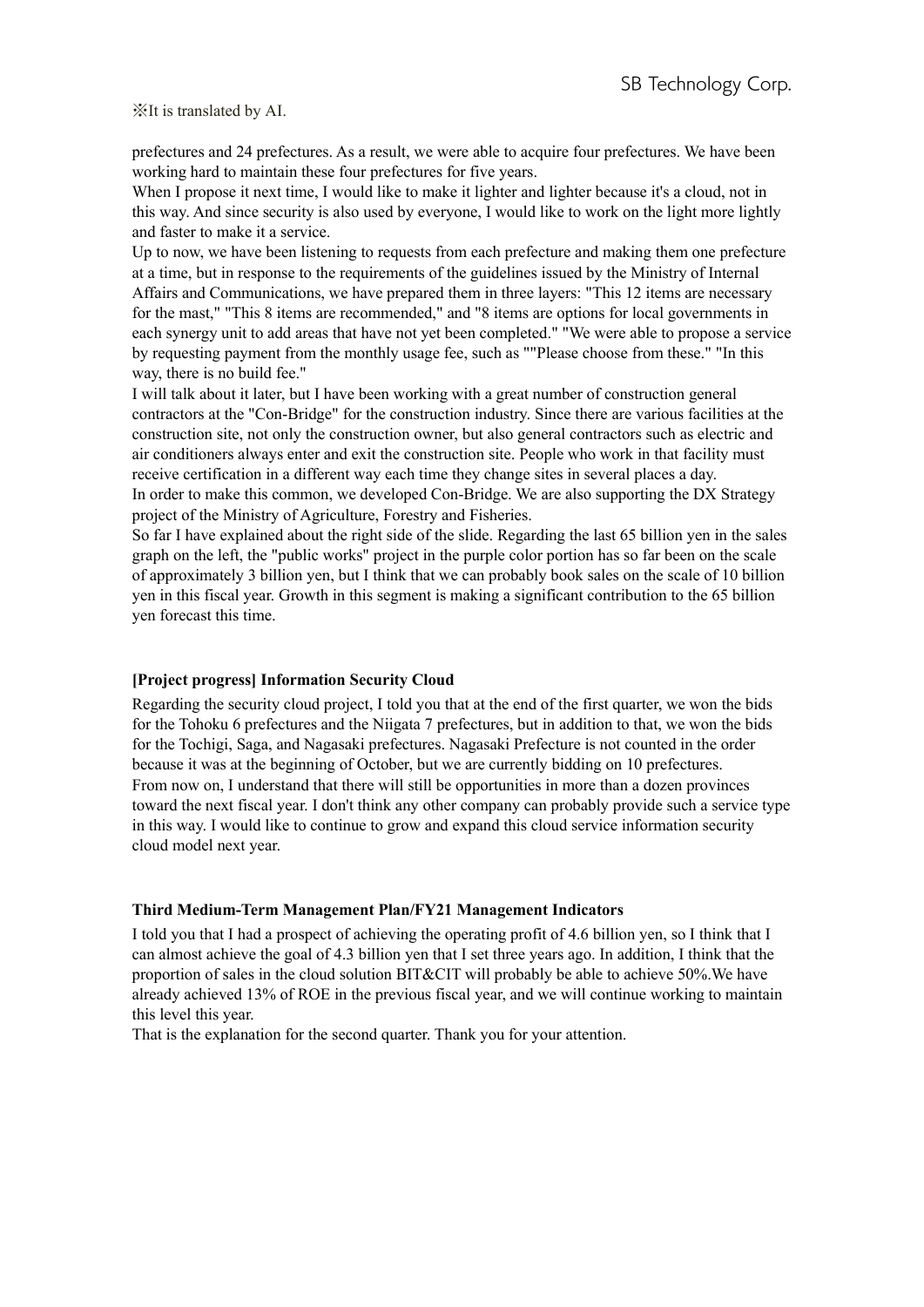※It is translated by AI.

prefectures and 24 prefectures. As a result, we were able to acquire four prefectures. We have been working hard to maintain these four prefectures for five years.
When I propose it next time, I would like to make it lighter and lighter because it's a cloud, not in this way. And since security is also used by everyone, I would like to work on the light more lightly and faster to make it a service.
Up to now, we have been listening to requests from each prefecture and making them one prefecture at a time, but in response to the requirements of the guidelines issued by the Ministry of Internal Affairs and Communications, we have prepared them in three layers: "This 12 items are necessary for the mast," "This 8 items are recommended," and "8 items are options for local governments in each synergy unit to add areas that have not yet been completed." "We were able to propose a service by requesting payment from the monthly usage fee, such as ""Please choose from these." "In this way, there is no build fee."
I will talk about it later, but I have been working with a great number of construction general contractors at the "Con-Bridge" for the construction industry. Since there are various facilities at the construction site, not only the construction owner, but also general contractors such as electric and air conditioners always enter and exit the construction site. People who work in that facility must receive certification in a different way each time they change sites in several places a day.
In order to make this common, we developed Con-Bridge. We are also supporting the DX Strategy project of the Ministry of Agriculture, Forestry and Fisheries.
So far I have explained about the right side of the slide. Regarding the last 65 billion yen in the sales graph on the left, the "public works" project in the purple color portion has so far been on the scale of approximately 3 billion yen, but I think that we can probably book sales on the scale of 10 billion yen in this fiscal year. Growth in this segment is making a significant contribution to the 65 billion yen forecast this time.

### [Project progress] Information Security Cloud

Regarding the security cloud project, I told you that at the end of the first quarter, we won the bids for the Tohoku 6 prefectures and the Niigata 7 prefectures, but in addition to that, we won the bids for the Tochigi, Saga, and Nagasaki prefectures. Nagasaki Prefecture is not counted in the order because it was at the beginning of October, but we are currently bidding on 10 prefectures.
From now on, I understand that there will still be opportunities in more than a dozen provinces toward the next fiscal year. I don't think any other company can probably provide such a service type in this way. I would like to continue to grow and expand this cloud service information security cloud model next year.

### Third Medium-Term Management Plan/FY21 Management Indicators

I told you that I had a prospect of achieving the operating profit of 4.6 billion yen, so I think that I can almost achieve the goal of 4.3 billion yen that I set three years ago. In addition, I think that the proportion of sales in the cloud solution BIT&CIT will probably be able to achieve 50%.We have already achieved 13% of ROE in the previous fiscal year, and we will continue working to maintain this level this year.
That is the explanation for the second quarter. Thank you for your attention.